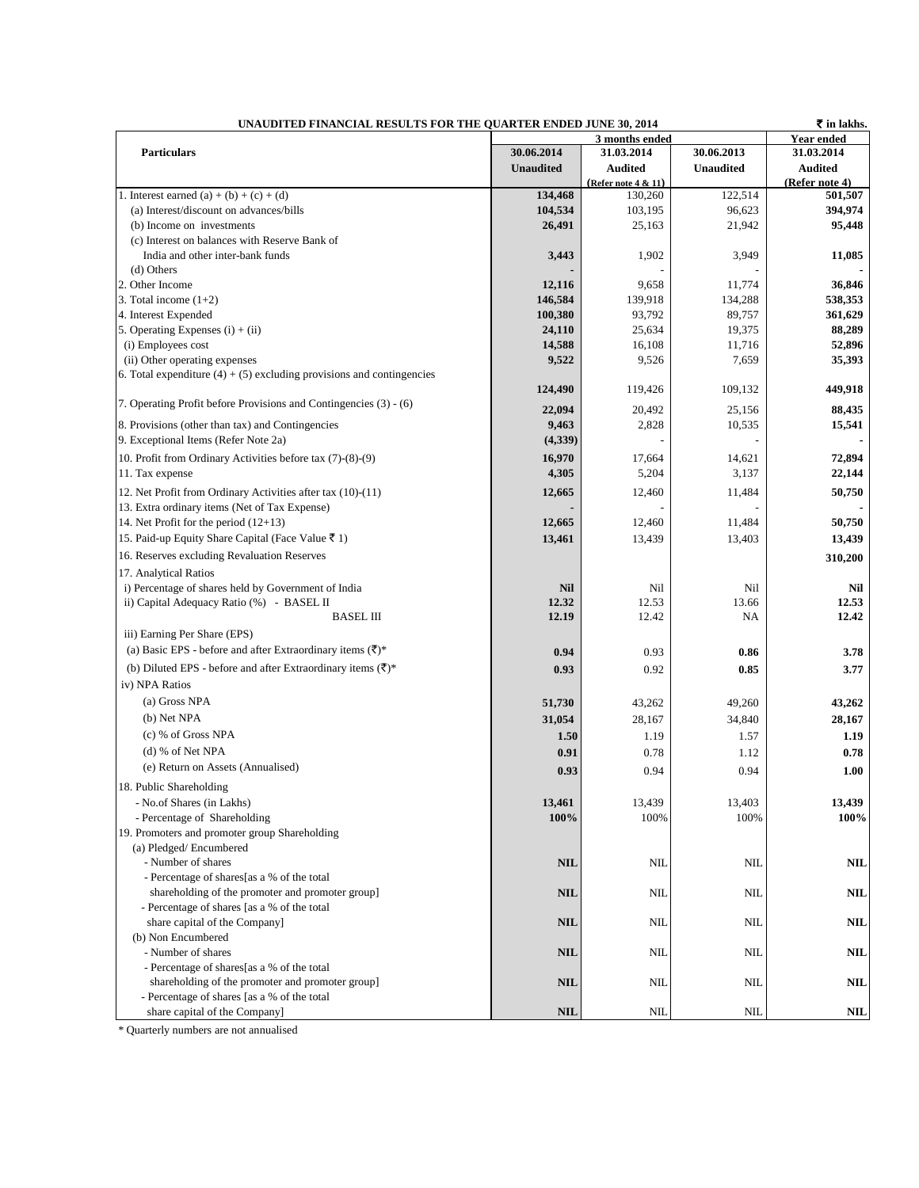**UNAUDITED FINANCIAL RESULTS FOR THE QUARTER ENDED JUNE 30, 2014**

**₹ in lakhs.**

| Particulars | 3 months ended | | | Year ended |
|---|---|---|---|---|
| | **30.06.2014** | **31.03.2014** | **30.06.2013** | **31.03.2014** |
| | **Unaudited** | **Audited** (Refer note 4 & 11) | **Unaudited** | **Audited** (Refer note 4) |
| 1. Interest earned (a) + (b) + (c) + (d) | **134,468** | 130,260 | 122,514 | **501,507** |
| (a) Interest/discount on advances/bills | **104,534** | 103,195 | 96,623 | **394,974** |
| (b) Income on investments | **26,491** | 25,163 | 21,942 | **95,448** |
| (c) Interest on balances with Reserve Bank of India and other inter-bank funds | **3,443** | 1,902 | 3,949 | **11,085** |
| (d) Others | **-** | - | - | **-** |
| 2. Other Income | **12,116** | 9,658 | 11,774 | **36,846** |
| 3. Total income (1+2) | **146,584** | 139,918 | 134,288 | **538,353** |
| 4. Interest Expended | **100,380** | 93,792 | 89,757 | **361,629** |
| 5. Operating Expenses (i) + (ii) | **24,110** | 25,634 | 19,375 | **88,289** |
| (i) Employees cost | **14,588** | 16,108 | 11,716 | **52,896** |
| (ii) Other operating expenses | **9,522** | 9,526 | 7,659 | **35,393** |
| 6. Total expenditure (4) + (5) excluding provisions and contingencies | **124,490** | 119,426 | 109,132 | **449,918** |
| 7. Operating Profit before Provisions and Contingencies (3) - (6) | **22,094** | 20,492 | 25,156 | **88,435** |
| 8. Provisions (other than tax) and Contingencies | **9,463** | 2,828 | 10,535 | **15,541** |
| 9. Exceptional Items (Refer Note 2a) | **(4,339)** | - | - | **-** |
| 10. Profit from Ordinary Activities before tax (7)-(8)-(9) | **16,970** | 17,664 | 14,621 | **72,894** |
| 11. Tax expense | **4,305** | 5,204 | 3,137 | **22,144** |
| 12. Net Profit from Ordinary Activities after tax (10)-(11) | **12,665** | 12,460 | 11,484 | **50,750** |
| 13. Extra ordinary items (Net of Tax Expense) | **-** | - | - | **-** |
| 14. Net Profit for the period (12+13) | **12,665** | 12,460 | 11,484 | **50,750** |
| 15. Paid-up Equity Share Capital (Face Value ₹ 1) | **13,461** | 13,439 | 13,403 | **13,439** |
| 16. Reserves excluding Revaluation Reserves | | | | **310,200** |
| 17. Analytical Ratios | | | | |
| i) Percentage of shares held by Government of India | **Nil** | Nil | Nil | **Nil** |
| ii) Capital Adequacy Ratio (%) - BASEL II | **12.32** | 12.53 | 13.66 | **12.53** |
| BASEL III | **12.19** | 12.42 | NA | **12.42** |
| iii) Earning Per Share (EPS) | | | | |
| (a) Basic EPS - before and after Extraordinary items (₹)* | **0.94** | 0.93 | **0.86** | **3.78** |
| (b) Diluted EPS - before and after Extraordinary items (₹)* | **0.93** | 0.92 | **0.85** | **3.77** |
| iv) NPA Ratios | | | | |
| (a) Gross NPA | **51,730** | 43,262 | 49,260 | **43,262** |
| (b) Net NPA | **31,054** | 28,167 | 34,840 | **28,167** |
| (c) % of Gross NPA | **1.50** | 1.19 | 1.57 | **1.19** |
| (d) % of Net NPA | **0.91** | 0.78 | 1.12 | **0.78** |
| (e) Return on Assets (Annualised) | **0.93** | 0.94 | 0.94 | **1.00** |
| 18. Public Shareholding | | | | |
| - No.of Shares (in Lakhs) | **13,461** | 13,439 | 13,403 | **13,439** |
| - Percentage of Shareholding | **100%** | 100% | 100% | **100%** |
| 19. Promoters and promoter group Shareholding | | | | |
| (a) Pledged/ Encumbered | | | | |
| - Number of shares | **NIL** | NIL | NIL | **NIL** |
| - Percentage of shares[as a % of the total shareholding of the promoter and promoter group] | **NIL** | NIL | NIL | **NIL** |
| - Percentage of shares [as a % of the total share capital of the Company] | **NIL** | NIL | NIL | **NIL** |
| (b) Non Encumbered | | | | |
| - Number of shares | **NIL** | NIL | NIL | **NIL** |
| - Percentage of shares[as a % of the total shareholding of the promoter and promoter group] | **NIL** | NIL | NIL | **NIL** |
| - Percentage of shares [as a % of the total share capital of the Company] | **NIL** | NIL | NIL | **NIL** |

* Quarterly numbers are not annualised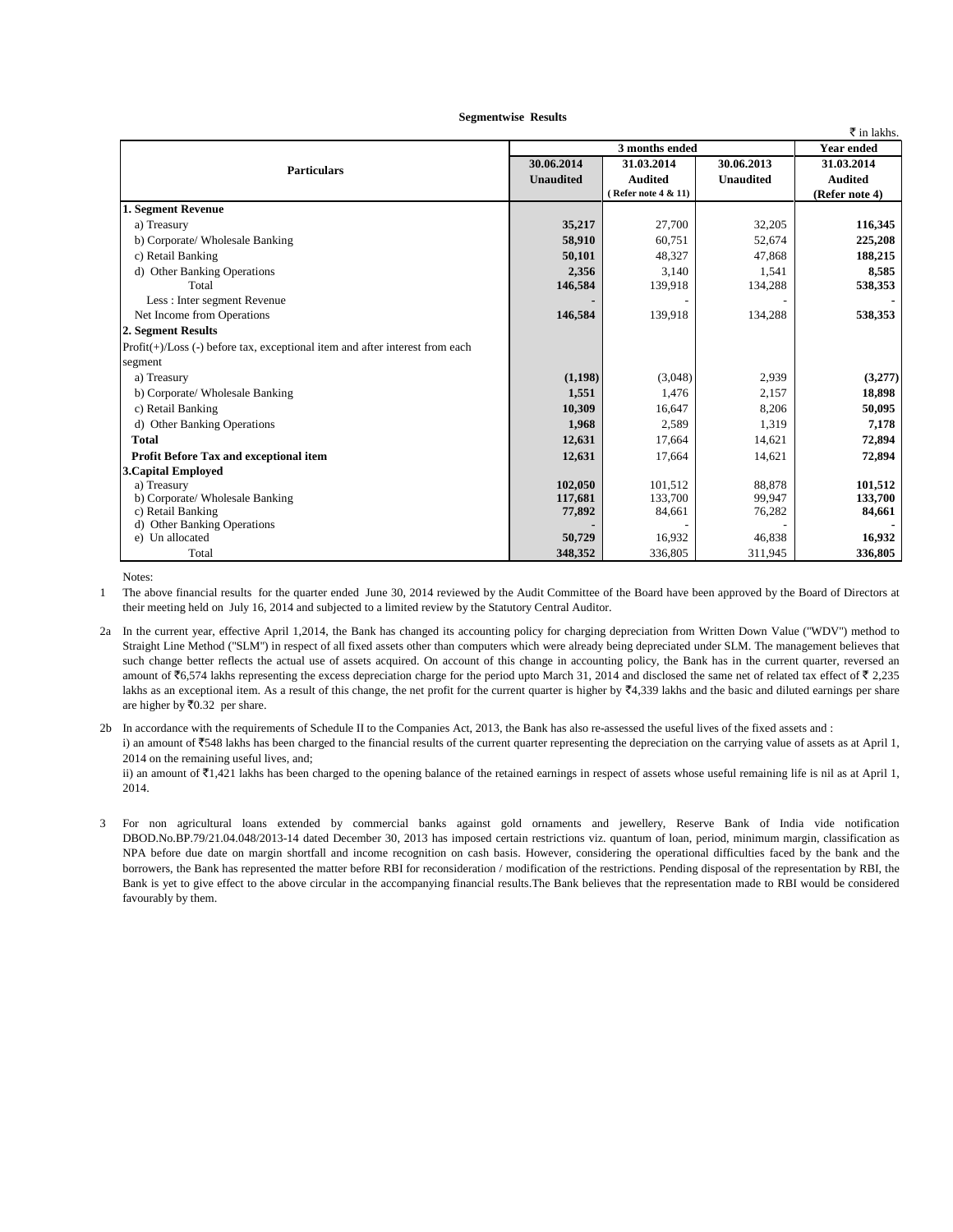**Segmentwise Results**

₹ in lakhs.

| Particulars | 3 months ended | | | Year ended |
|---|---|---|---|---|
| | 30.06.2014 | 31.03.2014 | 30.06.2013 | 31.03.2014 |
| | Unaudited | Audited ( Refer note 4 & 11) | Unaudited | Audited (Refer note 4) |
| **1. Segment Revenue** | | | | |
| a) Treasury | **35,217** | 27,700 | 32,205 | **116,345** |
| b) Corporate/ Wholesale Banking | **58,910** | 60,751 | 52,674 | **225,208** |
| c) Retail Banking | **50,101** | 48,327 | 47,868 | **188,215** |
| d) Other Banking Operations | **2,356** | 3,140 | 1,541 | **8,585** |
| Total | **146,584** | 139,918 | 134,288 | **538,353** |
| Less : Inter segment Revenue | **-** | - | - | **-** |
| Net Income from Operations | **146,584** | 139,918 | 134,288 | **538,353** |
| **2. Segment Results** | | | | |
| Profit(+)/Loss (-) before tax, exceptional item and after interest from each segment | | | | |
| a) Treasury | **(1,198)** | (3,048) | 2,939 | **(3,277)** |
| b) Corporate/ Wholesale Banking | **1,551** | 1,476 | 2,157 | **18,898** |
| c) Retail Banking | **10,309** | 16,647 | 8,206 | **50,095** |
| d) Other Banking Operations | **1,968** | 2,589 | 1,319 | **7,178** |
| **Total** | **12,631** | 17,664 | 14,621 | **72,894** |
| **Profit Before Tax and exceptional item** | **12,631** | 17,664 | 14,621 | **72,894** |
| **3.Capital Employed** | | | | |
| a) Treasury | **102,050** | 101,512 | 88,878 | **101,512** |
| b) Corporate/ Wholesale Banking | **117,681** | 133,700 | 99,947 | **133,700** |
| c) Retail Banking | **77,892** | 84,661 | 76,282 | **84,661** |
| d) Other Banking Operations | **-** | - | - | **-** |
| e) Un allocated | **50,729** | 16,932 | 46,838 | **16,932** |
| Total | **348,352** | 336,805 | 311,945 | **336,805** |

Notes:

1 The above financial results for the quarter ended June 30, 2014 reviewed by the Audit Committee of the Board have been approved by the Board of Directors at their meeting held on July 16, 2014 and subjected to a limited review by the Statutory Central Auditor.

2a In the current year, effective April 1,2014, the Bank has changed its accounting policy for charging depreciation from Written Down Value ("WDV") method to Straight Line Method ("SLM") in respect of all fixed assets other than computers which were already being depreciated under SLM. The management believes that such change better reflects the actual use of assets acquired. On account of this change in accounting policy, the Bank has in the current quarter, reversed an amount of ₹6,574 lakhs representing the excess depreciation charge for the period upto March 31, 2014 and disclosed the same net of related tax effect of ₹ 2,235 lakhs as an exceptional item. As a result of this change, the net profit for the current quarter is higher by ₹4,339 lakhs and the basic and diluted earnings per share are higher by ₹0.32 per share.

2b In accordance with the requirements of Schedule II to the Companies Act, 2013, the Bank has also re-assessed the useful lives of the fixed assets and :

i) an amount of ₹548 lakhs has been charged to the financial results of the current quarter representing the depreciation on the carrying value of assets as at April 1, 2014 on the remaining useful lives, and;

ii) an amount of ₹1,421 lakhs has been charged to the opening balance of the retained earnings in respect of assets whose useful remaining life is nil as at April 1, 2014.

3 For non agricultural loans extended by commercial banks against gold ornaments and jewellery, Reserve Bank of India vide notification DBOD.No.BP.79/21.04.048/2013-14 dated December 30, 2013 has imposed certain restrictions viz. quantum of loan, period, minimum margin, classification as NPA before due date on margin shortfall and income recognition on cash basis. However, considering the operational difficulties faced by the bank and the borrowers, the Bank has represented the matter before RBI for reconsideration / modification of the restrictions. Pending disposal of the representation by RBI, the Bank is yet to give effect to the above circular in the accompanying financial results.The Bank believes that the representation made to RBI would be considered favourably by them.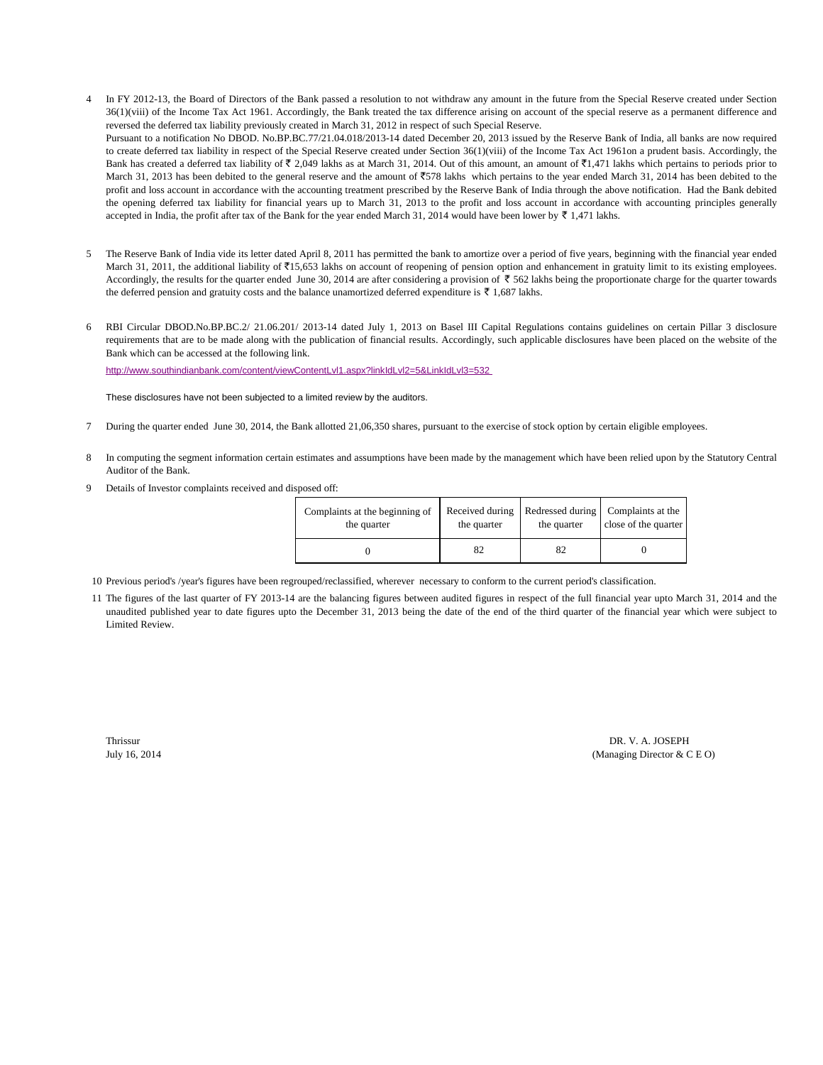4 In FY 2012-13, the Board of Directors of the Bank passed a resolution to not withdraw any amount in the future from the Special Reserve created under Section 36(1)(viii) of the Income Tax Act 1961. Accordingly, the Bank treated the tax difference arising on account of the special reserve as a permanent difference and reversed the deferred tax liability previously created in March 31, 2012 in respect of such Special Reserve.

   Pursuant to a notification No DBOD. No.BP.BC.77/21.04.018/2013-14 dated December 20, 2013 issued by the Reserve Bank of India, all banks are now required to create deferred tax liability in respect of the Special Reserve created under Section 36(1)(viii) of the Income Tax Act 1961on a prudent basis. Accordingly, the Bank has created a deferred tax liability of ₹ 2,049 lakhs as at March 31, 2014. Out of this amount, an amount of ₹1,471 lakhs which pertains to periods prior to March 31, 2013 has been debited to the general reserve and the amount of ₹578 lakhs which pertains to the year ended March 31, 2014 has been debited to the profit and loss account in accordance with the accounting treatment prescribed by the Reserve Bank of India through the above notification. Had the Bank debited the opening deferred tax liability for financial years up to March 31, 2013 to the profit and loss account in accordance with accounting principles generally accepted in India, the profit after tax of the Bank for the year ended March 31, 2014 would have been lower by ₹ 1,471 lakhs.

5 The Reserve Bank of India vide its letter dated April 8, 2011 has permitted the bank to amortize over a period of five years, beginning with the financial year ended March 31, 2011, the additional liability of ₹15,653 lakhs on account of reopening of pension option and enhancement in gratuity limit to its existing employees. Accordingly, the results for the quarter ended June 30, 2014 are after considering a provision of ₹ 562 lakhs being the proportionate charge for the quarter towards the deferred pension and gratuity costs and the balance unamortized deferred expenditure is ₹ 1,687 lakhs.

6 RBI Circular DBOD.No.BP.BC.2/ 21.06.201/ 2013-14 dated July 1, 2013 on Basel III Capital Regulations contains guidelines on certain Pillar 3 disclosure requirements that are to be made along with the publication of financial results. Accordingly, such applicable disclosures have been placed on the website of the Bank which can be accessed at the following link.

   http://www.southindianbank.com/content/viewContentLvl1.aspx?linkIdLvl2=5&LinkIdLvl3=532

   These disclosures have not been subjected to a limited review by the auditors.

7 During the quarter ended June 30, 2014, the Bank allotted 21,06,350 shares, pursuant to the exercise of stock option by certain eligible employees.

8 In computing the segment information certain estimates and assumptions have been made by the management which have been relied upon by the Statutory Central Auditor of the Bank.

9 Details of Investor complaints received and disposed off:

| Complaints at the beginning of the quarter | Received during the quarter | Redressed during the quarter | Complaints at the close of the quarter |
|---|---|---|---|
| 0 | 82 | 82 | 0 |

10 Previous period's /year's figures have been regrouped/reclassified, wherever necessary to conform to the current period's classification.

11 The figures of the last quarter of FY 2013-14 are the balancing figures between audited figures in respect of the full financial year upto March 31, 2014 and the unaudited published year to date figures upto the December 31, 2013 being the date of the end of the third quarter of the financial year which were subject to Limited Review.

Thrissur
July 16, 2014

DR. V. A. JOSEPH
(Managing Director & C E O)